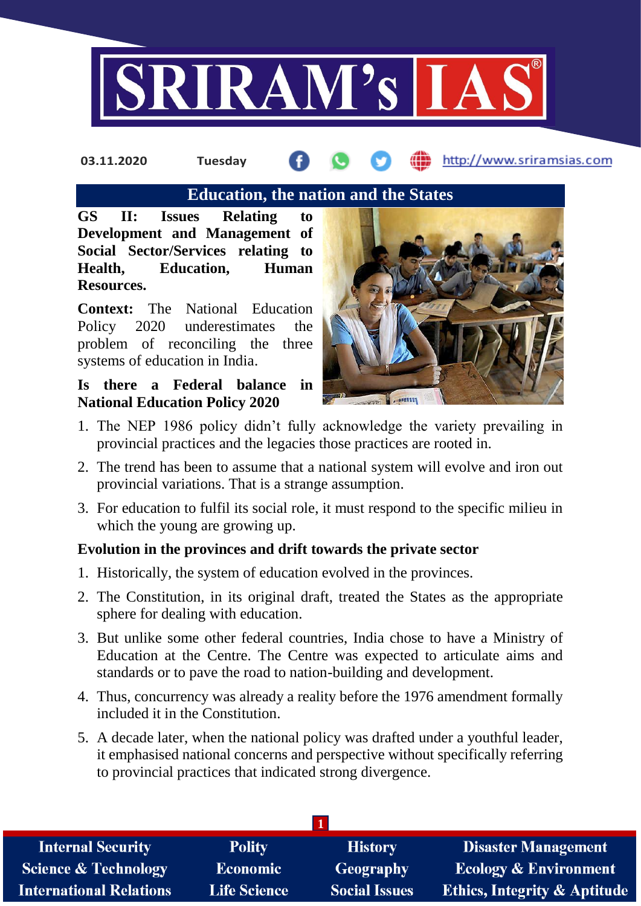## Education, the nation and the States

**GS II: Issues Relating to Development and Management of Social Sector/Services relating to Health, Education, Human Resources.**

**Context:** The National Education Policy 2020 underestimates the problem of reconciling the three systems of education in India.

### Is there a Federal balance in National Education Policy 2020

1. The NEP 1986 policy didn't fully acknowledge the variety prevailing in provincial practices and the legacies those practices are rooted in.
2. The trend has been to assume that a national system will evolve and iron out provincial variations. That is a strange assumption.
3. For education to fulfil its social role, it must respond to the specific milieu in which the young are growing up.

### Evolution in the provinces and drift towards the private sector

1. Historically, the system of education evolved in the provinces.
2. The Constitution, in its original draft, treated the States as the appropriate sphere for dealing with education.
3. But unlike some other federal countries, India chose to have a Ministry of Education at the Centre. The Centre was expected to articulate aims and standards or to pave the road to nation-building and development.
4. Thus, concurrency was already a reality before the 1976 amendment formally included it in the Constitution.
5. A decade later, when the national policy was drafted under a youthful leader, it emphasised national concerns and perspective without specifically referring to provincial practices that indicated strong divergence.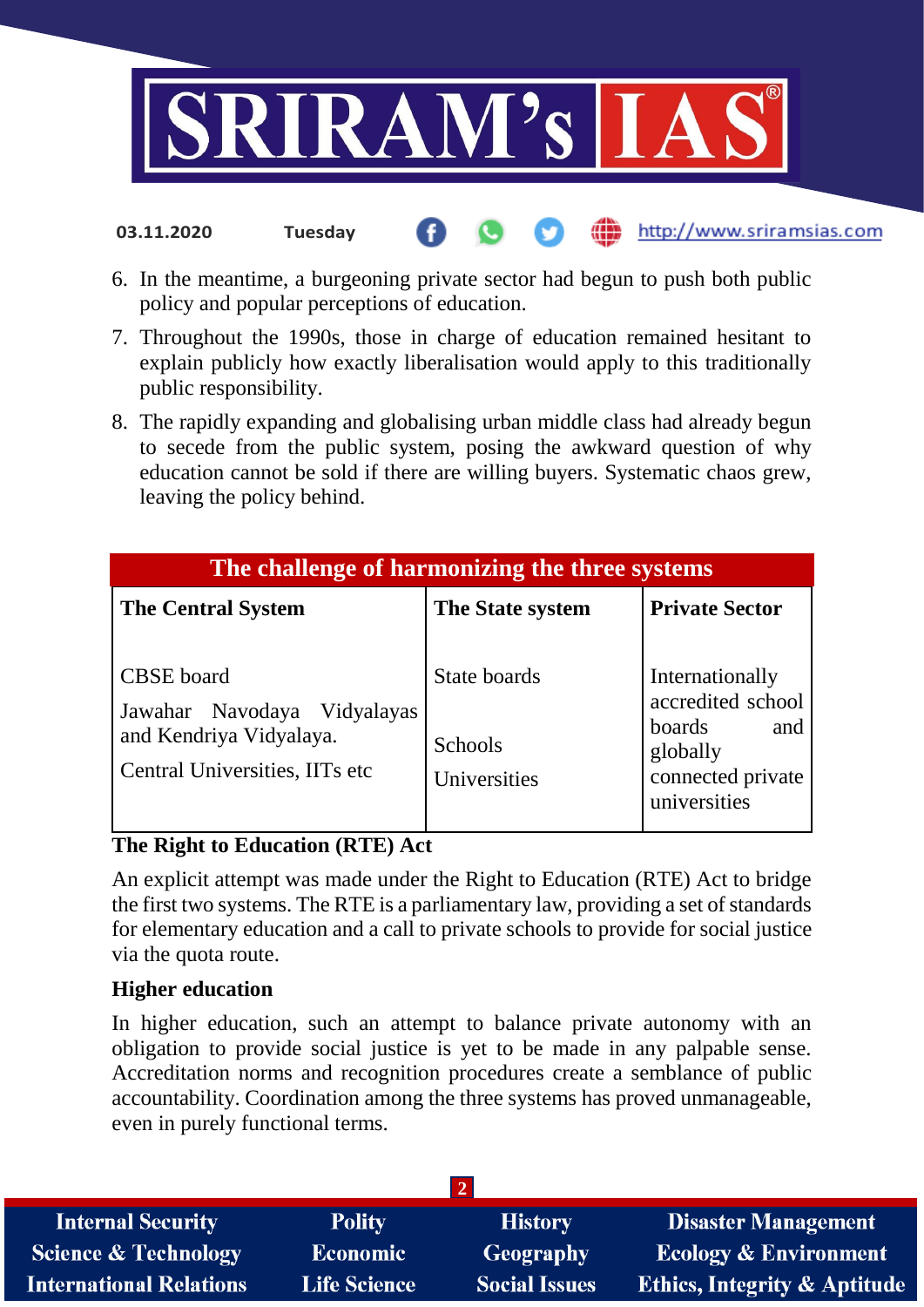6. In the meantime, a burgeoning private sector had begun to push both public policy and popular perceptions of education.
7. Throughout the 1990s, those in charge of education remained hesitant to explain publicly how exactly liberalisation would apply to this traditionally public responsibility.
8. The rapidly expanding and globalising urban middle class had already begun to secede from the public system, posing the awkward question of why education cannot be sold if there are willing buyers. Systematic chaos grew, leaving the policy behind.

| The challenge of harmonizing the three systems | | |
|---|---|---|
| **The Central System** | **The State system** | **Private Sector** |
| CBSE board<br>Jawahar Navodaya Vidyalayas and Kendriya Vidyalaya.<br>Central Universities, IITs etc | State boards<br>Schools<br>Universities | Internationally accredited school boards and globally connected private universities |

**The Right to Education (RTE) Act**

An explicit attempt was made under the Right to Education (RTE) Act to bridge the first two systems. The RTE is a parliamentary law, providing a set of standards for elementary education and a call to private schools to provide for social justice via the quota route.

**Higher education**

In higher education, such an attempt to balance private autonomy with an obligation to provide social justice is yet to be made in any palpable sense. Accreditation norms and recognition procedures create a semblance of public accountability. Coordination among the three systems has proved unmanageable, even in purely functional terms.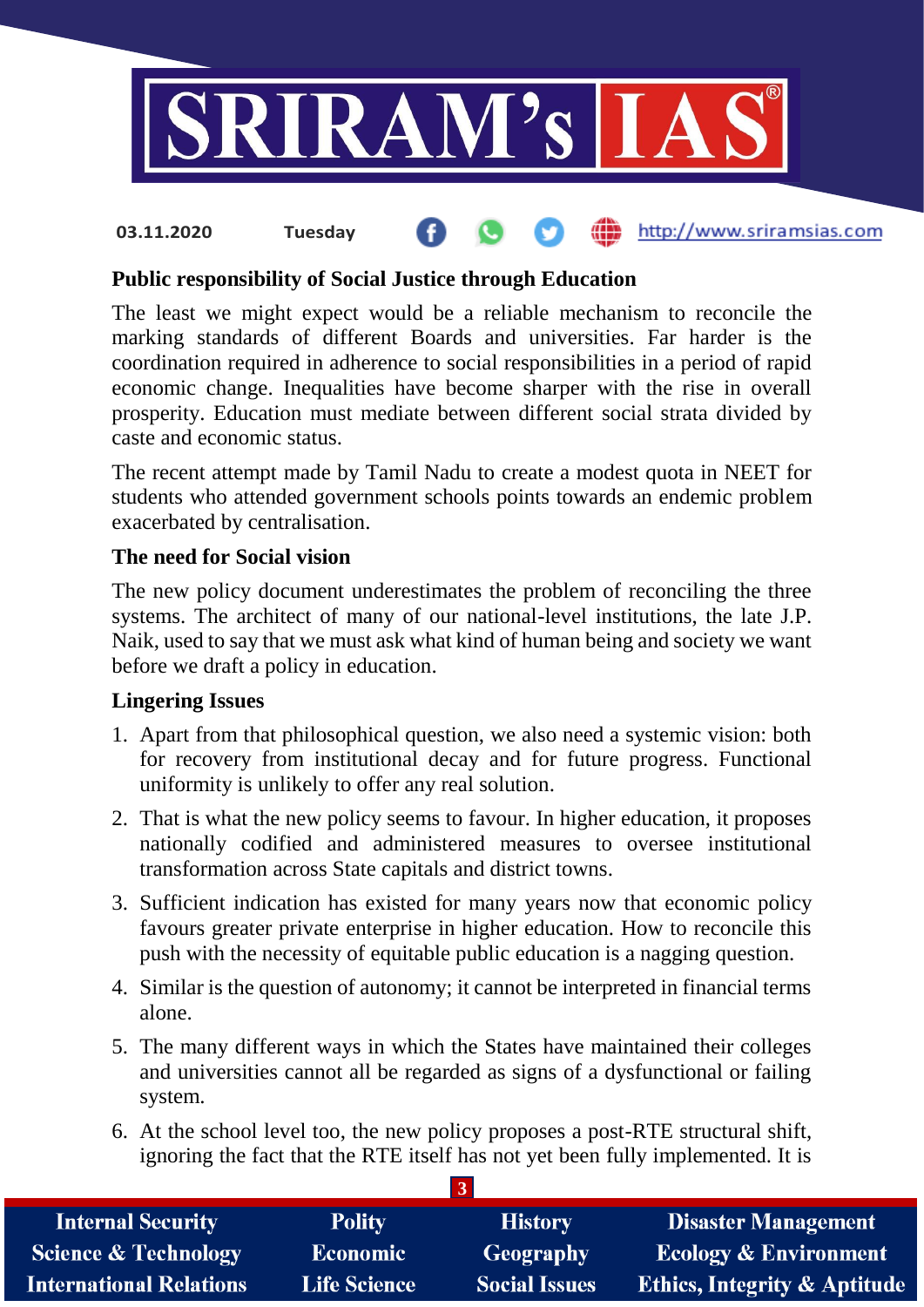## Public responsibility of Social Justice through Education

The least we might expect would be a reliable mechanism to reconcile the marking standards of different Boards and universities. Far harder is the coordination required in adherence to social responsibilities in a period of rapid economic change. Inequalities have become sharper with the rise in overall prosperity. Education must mediate between different social strata divided by caste and economic status.

The recent attempt made by Tamil Nadu to create a modest quota in NEET for students who attended government schools points towards an endemic problem exacerbated by centralisation.

### The need for Social vision

The new policy document underestimates the problem of reconciling the three systems. The architect of many of our national-level institutions, the late J.P. Naik, used to say that we must ask what kind of human being and society we want before we draft a policy in education.

### Lingering Issues

1. Apart from that philosophical question, we also need a systemic vision: both for recovery from institutional decay and for future progress. Functional uniformity is unlikely to offer any real solution.
2. That is what the new policy seems to favour. In higher education, it proposes nationally codified and administered measures to oversee institutional transformation across State capitals and district towns.
3. Sufficient indication has existed for many years now that economic policy favours greater private enterprise in higher education. How to reconcile this push with the necessity of equitable public education is a nagging question.
4. Similar is the question of autonomy; it cannot be interpreted in financial terms alone.
5. The many different ways in which the States have maintained their colleges and universities cannot all be regarded as signs of a dysfunctional or failing system.
6. At the school level too, the new policy proposes a post-RTE structural shift, ignoring the fact that the RTE itself has not yet been fully implemented. It is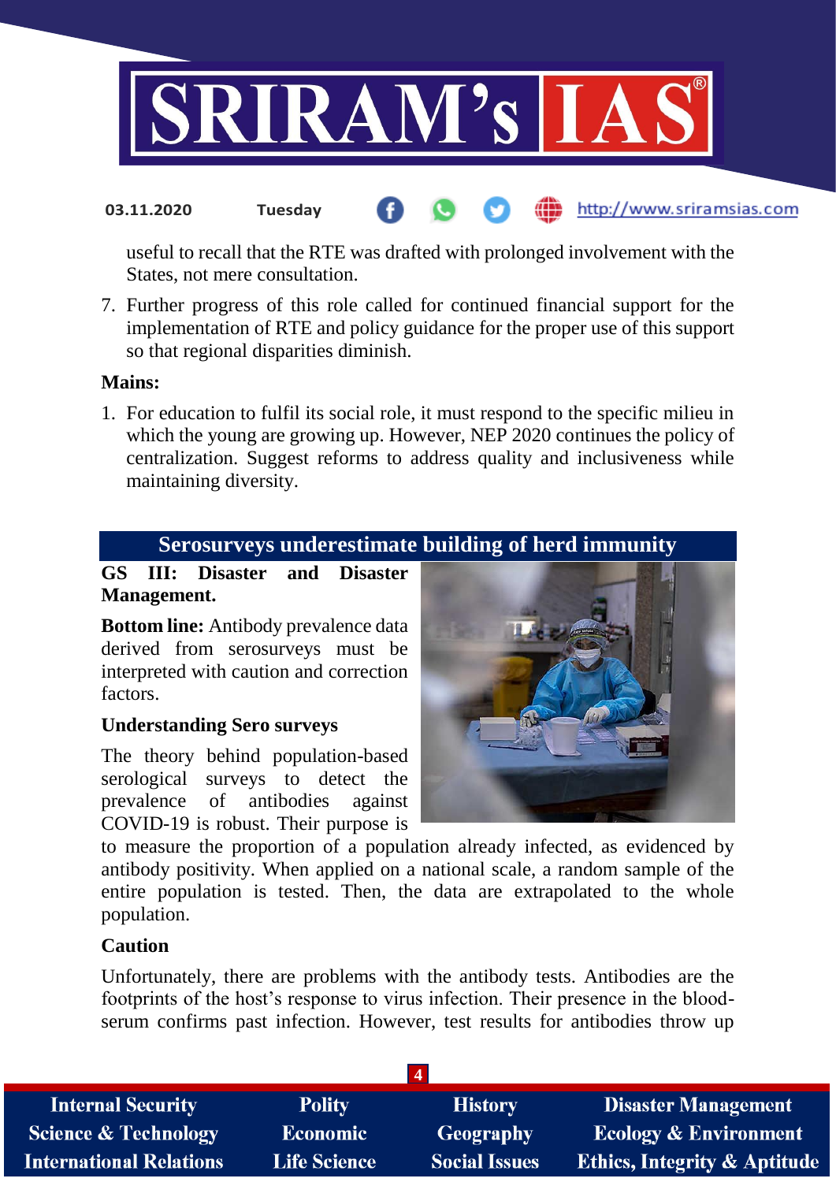useful to recall that the RTE was drafted with prolonged involvement with the States, not mere consultation.

7. Further progress of this role called for continued financial support for the implementation of RTE and policy guidance for the proper use of this support so that regional disparities diminish.

**Mains:**

1. For education to fulfil its social role, it must respond to the specific milieu in which the young are growing up. However, NEP 2020 continues the policy of centralization. Suggest reforms to address quality and inclusiveness while maintaining diversity.

## Serosurveys underestimate building of herd immunity

**GS III: Disaster and Disaster Management.**

**Bottom line:** Antibody prevalence data derived from serosurveys must be interpreted with caution and correction factors.

**Understanding Sero surveys**

The theory behind population-based serological surveys to detect the prevalence of antibodies against COVID-19 is robust. Their purpose is to measure the proportion of a population already infected, as evidenced by antibody positivity. When applied on a national scale, a random sample of the entire population is tested. Then, the data are extrapolated to the whole population.

**Caution**

Unfortunately, there are problems with the antibody tests. Antibodies are the footprints of the host's response to virus infection. Their presence in the blood-serum confirms past infection. However, test results for antibodies throw up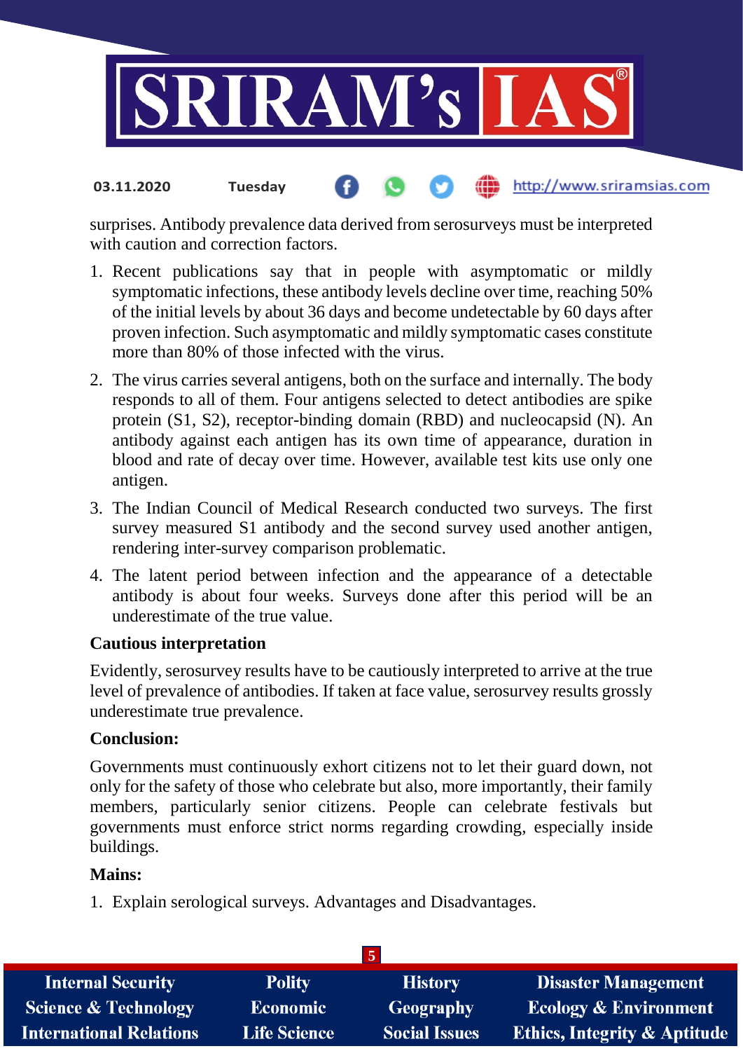surprises. Antibody prevalence data derived from serosurveys must be interpreted with caution and correction factors.

1. Recent publications say that in people with asymptomatic or mildly symptomatic infections, these antibody levels decline over time, reaching 50% of the initial levels by about 36 days and become undetectable by 60 days after proven infection. Such asymptomatic and mildly symptomatic cases constitute more than 80% of those infected with the virus.
2. The virus carries several antigens, both on the surface and internally. The body responds to all of them. Four antigens selected to detect antibodies are spike protein (S1, S2), receptor-binding domain (RBD) and nucleocapsid (N). An antibody against each antigen has its own time of appearance, duration in blood and rate of decay over time. However, available test kits use only one antigen.
3. The Indian Council of Medical Research conducted two surveys. The first survey measured S1 antibody and the second survey used another antigen, rendering inter-survey comparison problematic.
4. The latent period between infection and the appearance of a detectable antibody is about four weeks. Surveys done after this period will be an underestimate of the true value.

**Cautious interpretation**

Evidently, serosurvey results have to be cautiously interpreted to arrive at the true level of prevalence of antibodies. If taken at face value, serosurvey results grossly underestimate true prevalence.

**Conclusion:**

Governments must continuously exhort citizens not to let their guard down, not only for the safety of those who celebrate but also, more importantly, their family members, particularly senior citizens. People can celebrate festivals but governments must enforce strict norms regarding crowding, especially inside buildings.

**Mains:**

1. Explain serological surveys. Advantages and Disadvantages.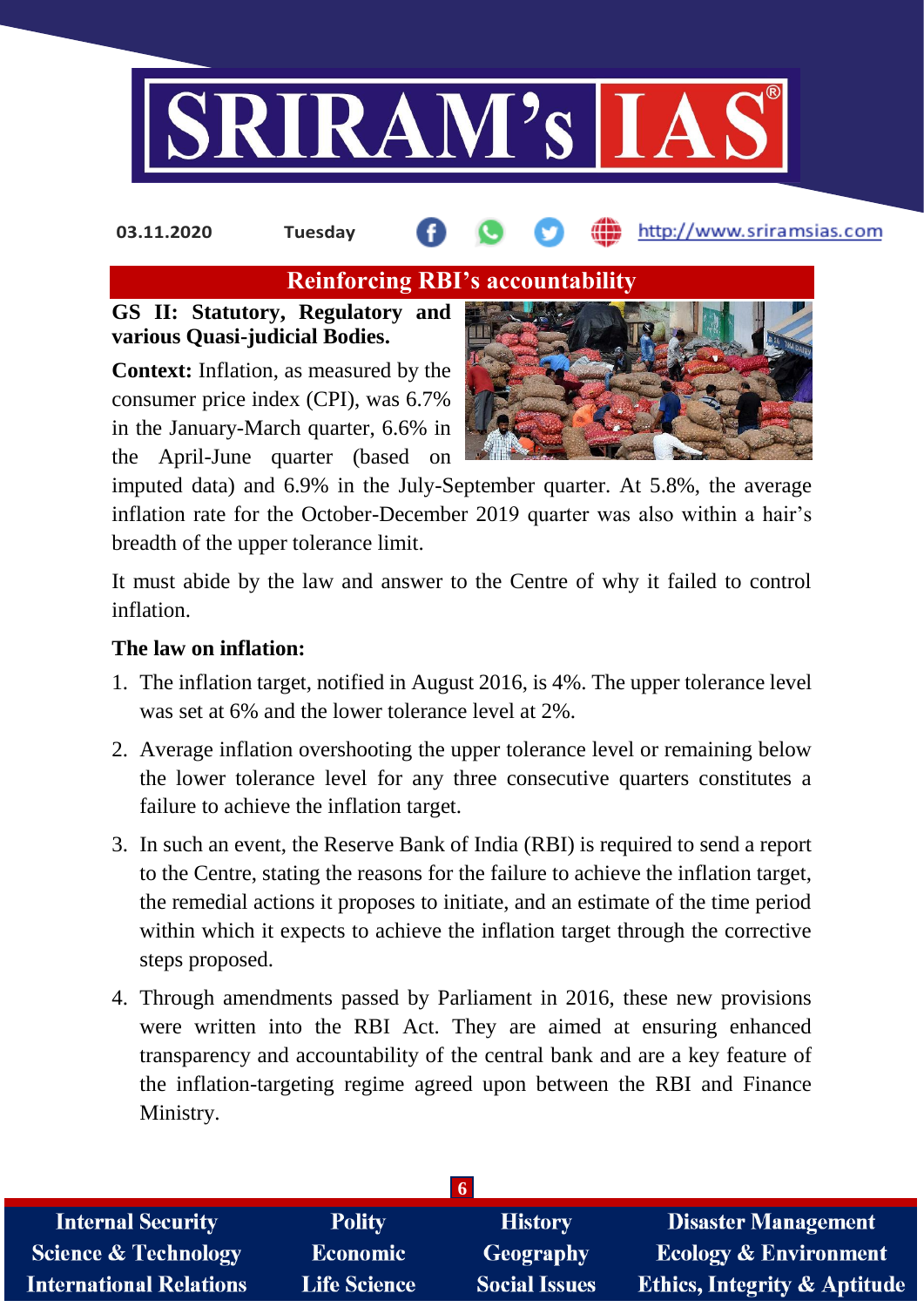## Reinforcing RBI's accountability

**GS II: Statutory, Regulatory and various Quasi-judicial Bodies.**

**Context:** Inflation, as measured by the consumer price index (CPI), was 6.7% in the January-March quarter, 6.6% in the April-June quarter (based on imputed data) and 6.9% in the July-September quarter. At 5.8%, the average inflation rate for the October-December 2019 quarter was also within a hair's breadth of the upper tolerance limit.

It must abide by the law and answer to the Centre of why it failed to control inflation.

**The law on inflation:**

1. The inflation target, notified in August 2016, is 4%. The upper tolerance level was set at 6% and the lower tolerance level at 2%.
2. Average inflation overshooting the upper tolerance level or remaining below the lower tolerance level for any three consecutive quarters constitutes a failure to achieve the inflation target.
3. In such an event, the Reserve Bank of India (RBI) is required to send a report to the Centre, stating the reasons for the failure to achieve the inflation target, the remedial actions it proposes to initiate, and an estimate of the time period within which it expects to achieve the inflation target through the corrective steps proposed.
4. Through amendments passed by Parliament in 2016, these new provisions were written into the RBI Act. They are aimed at ensuring enhanced transparency and accountability of the central bank and are a key feature of the inflation-targeting regime agreed upon between the RBI and Finance Ministry.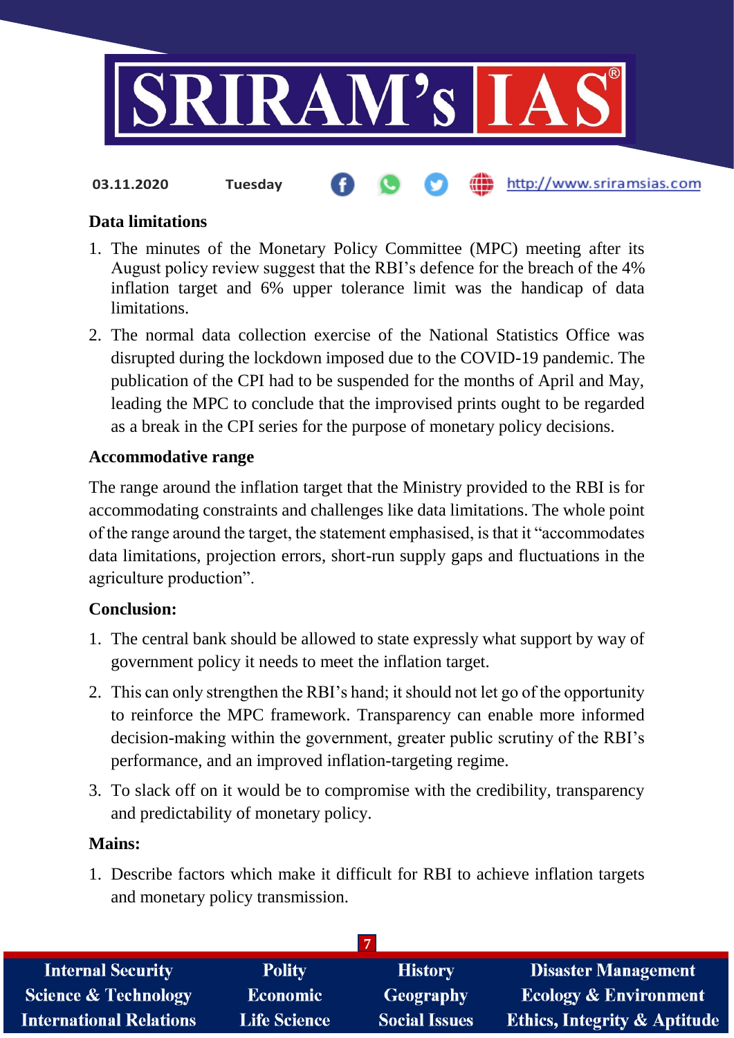### Data limitations

1. The minutes of the Monetary Policy Committee (MPC) meeting after its August policy review suggest that the RBI's defence for the breach of the 4% inflation target and 6% upper tolerance limit was the handicap of data limitations.
2. The normal data collection exercise of the National Statistics Office was disrupted during the lockdown imposed due to the COVID-19 pandemic. The publication of the CPI had to be suspended for the months of April and May, leading the MPC to conclude that the improvised prints ought to be regarded as a break in the CPI series for the purpose of monetary policy decisions.

### Accommodative range

The range around the inflation target that the Ministry provided to the RBI is for accommodating constraints and challenges like data limitations. The whole point of the range around the target, the statement emphasised, is that it "accommodates data limitations, projection errors, short-run supply gaps and fluctuations in the agriculture production".

### Conclusion:

1. The central bank should be allowed to state expressly what support by way of government policy it needs to meet the inflation target.
2. This can only strengthen the RBI's hand; it should not let go of the opportunity to reinforce the MPC framework. Transparency can enable more informed decision-making within the government, greater public scrutiny of the RBI's performance, and an improved inflation-targeting regime.
3. To slack off on it would be to compromise with the credibility, transparency and predictability of monetary policy.

### Mains:

1. Describe factors which make it difficult for RBI to achieve inflation targets and monetary policy transmission.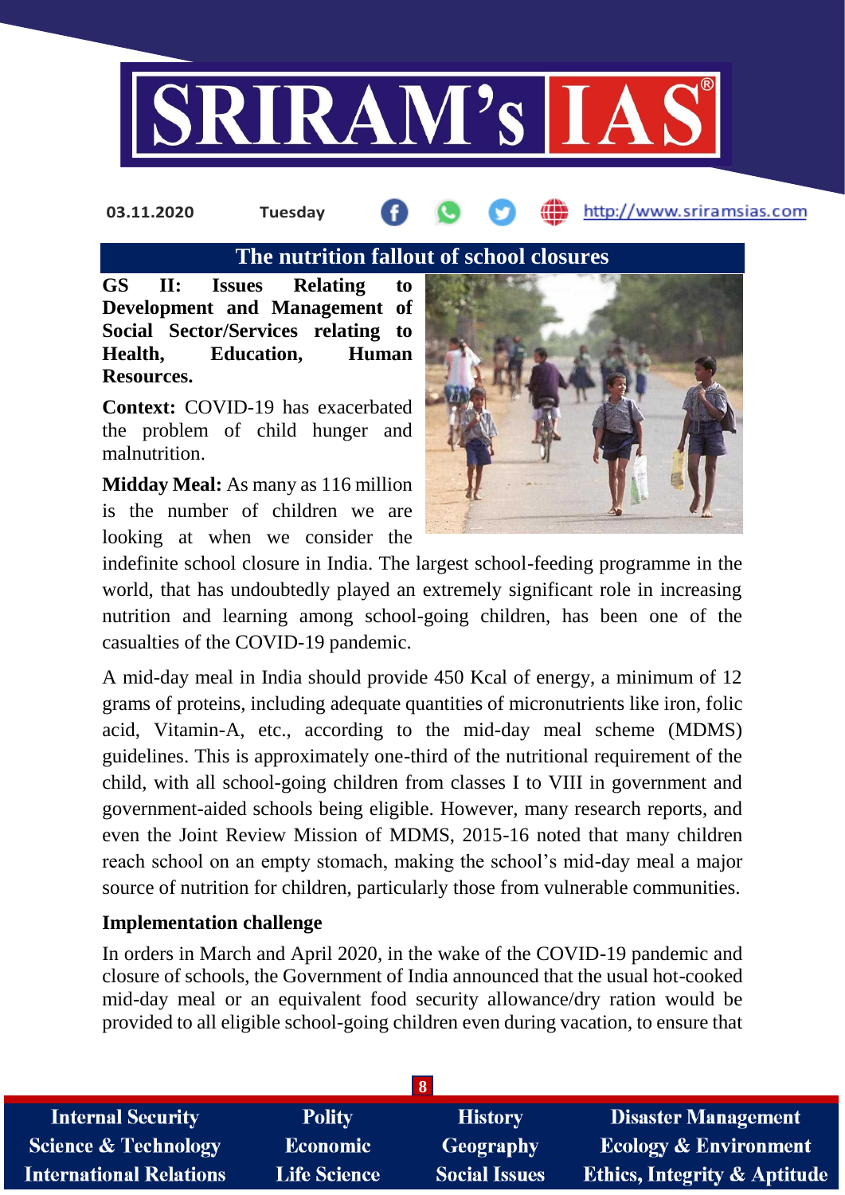## The nutrition fallout of school closures

**GS II: Issues Relating to Development and Management of Social Sector/Services relating to Health, Education, Human Resources.**

**Context:** COVID-19 has exacerbated the problem of child hunger and malnutrition.

**Midday Meal:** As many as 116 million is the number of children we are looking at when we consider the indefinite school closure in India. The largest school-feeding programme in the world, that has undoubtedly played an extremely significant role in increasing nutrition and learning among school-going children, has been one of the casualties of the COVID-19 pandemic.

A mid-day meal in India should provide 450 Kcal of energy, a minimum of 12 grams of proteins, including adequate quantities of micronutrients like iron, folic acid, Vitamin-A, etc., according to the mid-day meal scheme (MDMS) guidelines. This is approximately one-third of the nutritional requirement of the child, with all school-going children from classes I to VIII in government and government-aided schools being eligible. However, many research reports, and even the Joint Review Mission of MDMS, 2015-16 noted that many children reach school on an empty stomach, making the school's mid-day meal a major source of nutrition for children, particularly those from vulnerable communities.

**Implementation challenge**

In orders in March and April 2020, in the wake of the COVID-19 pandemic and closure of schools, the Government of India announced that the usual hot-cooked mid-day meal or an equivalent food security allowance/dry ration would be provided to all eligible school-going children even during vacation, to ensure that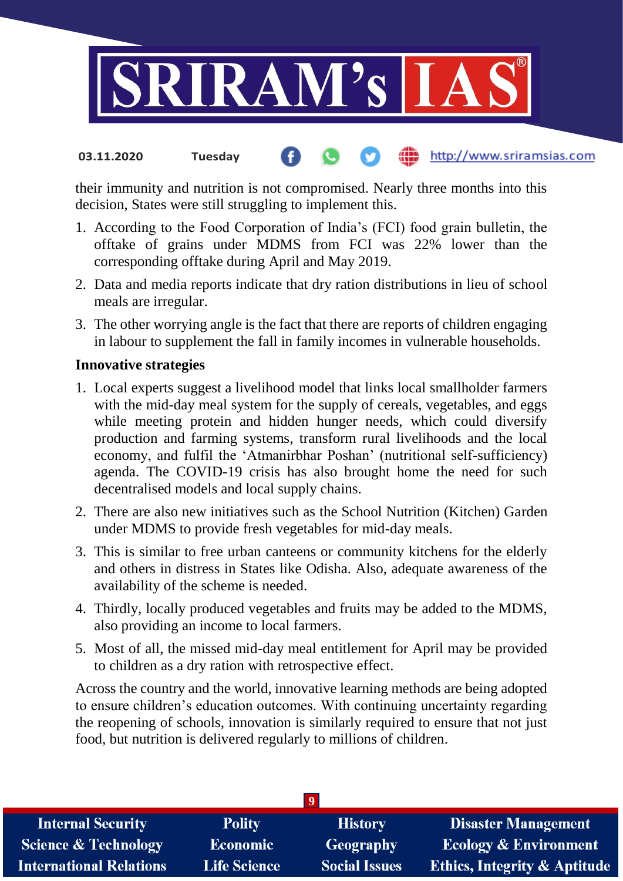their immunity and nutrition is not compromised. Nearly three months into this decision, States were still struggling to implement this.

1. According to the Food Corporation of India's (FCI) food grain bulletin, the offtake of grains under MDMS from FCI was 22% lower than the corresponding offtake during April and May 2019.
2. Data and media reports indicate that dry ration distributions in lieu of school meals are irregular.
3. The other worrying angle is the fact that there are reports of children engaging in labour to supplement the fall in family incomes in vulnerable households.

**Innovative strategies**

1. Local experts suggest a livelihood model that links local smallholder farmers with the mid-day meal system for the supply of cereals, vegetables, and eggs while meeting protein and hidden hunger needs, which could diversify production and farming systems, transform rural livelihoods and the local economy, and fulfil the 'Atmanirbhar Poshan' (nutritional self-sufficiency) agenda. The COVID-19 crisis has also brought home the need for such decentralised models and local supply chains.
2. There are also new initiatives such as the School Nutrition (Kitchen) Garden under MDMS to provide fresh vegetables for mid-day meals.
3. This is similar to free urban canteens or community kitchens for the elderly and others in distress in States like Odisha. Also, adequate awareness of the availability of the scheme is needed.
4. Thirdly, locally produced vegetables and fruits may be added to the MDMS, also providing an income to local farmers.
5. Most of all, the missed mid-day meal entitlement for April may be provided to children as a dry ration with retrospective effect.

Across the country and the world, innovative learning methods are being adopted to ensure children's education outcomes. With continuing uncertainty regarding the reopening of schools, innovation is similarly required to ensure that not just food, but nutrition is delivered regularly to millions of children.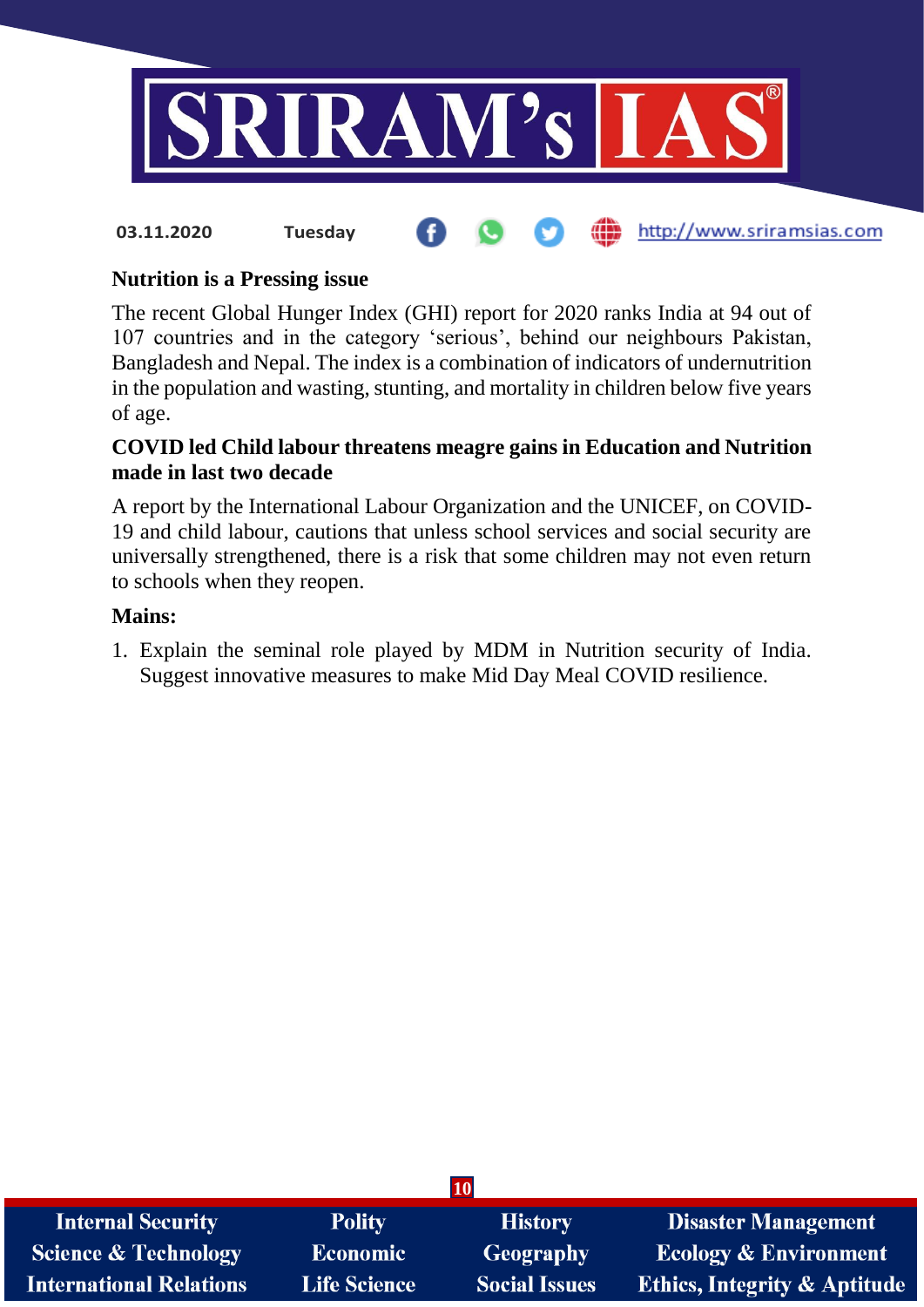## Nutrition is a Pressing issue

The recent Global Hunger Index (GHI) report for 2020 ranks India at 94 out of 107 countries and in the category 'serious', behind our neighbours Pakistan, Bangladesh and Nepal. The index is a combination of indicators of undernutrition in the population and wasting, stunting, and mortality in children below five years of age.

## COVID led Child labour threatens meagre gains in Education and Nutrition made in last two decade

A report by the International Labour Organization and the UNICEF, on COVID-19 and child labour, cautions that unless school services and social security are universally strengthened, there is a risk that some children may not even return to schools when they reopen.

## Mains:

1. Explain the seminal role played by MDM in Nutrition security of India. Suggest innovative measures to make Mid Day Meal COVID resilience.